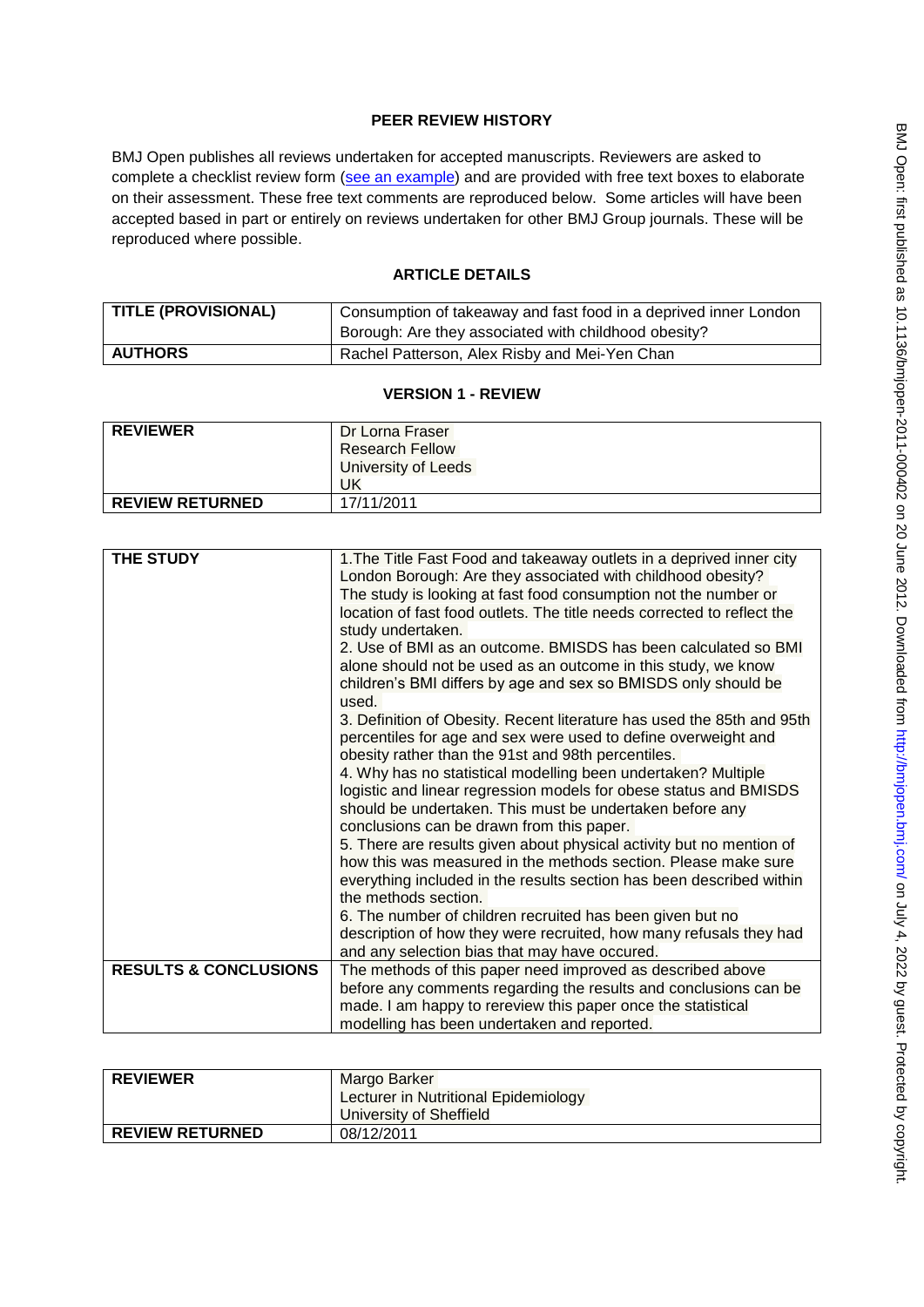## PEER REVIEW HISTORY

BMJ Open publishes all reviews undertaken for accepted manuscripts. Reviewers are asked to complete a checklist review form (see an example) and are provided with free text boxes to elaborate on their assessment. These free text comments are reproduced below. Some articles will have been accepted based in part or entirely on reviews undertaken for other BMJ Group journals. These will be reproduced where possible.

## ARTICLE DETAILS

| TITLE (PROVISIONAL) | Consumption of takeaway and fast food in a deprived inner London Borough: Are they associated with childhood obesity? |
|---|---|
| AUTHORS | Rachel Patterson, Alex Risby and Mei-Yen Chan |

## VERSION 1 - REVIEW

| REVIEWER | Dr Lorna Fraser<br>Research Fellow<br>University of Leeds<br>UK |
|---|---|
| REVIEW RETURNED | 17/11/2011 |

| THE STUDY | 1.The Title Fast Food and takeaway outlets in a deprived inner city London Borough: Are they associated with childhood obesity? The study is looking at fast food consumption not the number or location of fast food outlets. The title needs corrected to reflect the study undertaken.<br>2. Use of BMI as an outcome. BMISDS has been calculated so BMI alone should not be used as an outcome in this study, we know children's BMI differs by age and sex so BMISDS only should be used.<br>3. Definition of Obesity. Recent literature has used the 85th and 95th percentiles for age and sex were used to define overweight and obesity rather than the 91st and 98th percentiles.<br>4. Why has no statistical modelling been undertaken? Multiple logistic and linear regression models for obese status and BMISDS should be undertaken. This must be undertaken before any conclusions can be drawn from this paper.<br>5. There are results given about physical activity but no mention of how this was measured in the methods section. Please make sure everything included in the results section has been described within the methods section.<br>6. The number of children recruited has been given but no description of how they were recruited, how many refusals they had and any selection bias that may have occured. |
|---|---|
| RESULTS & CONCLUSIONS | The methods of this paper need improved as described above before any comments regarding the results and conclusions can be made. I am happy to rereview this paper once the statistical modelling has been undertaken and reported. |

| REVIEWER | Margo Barker<br>Lecturer in Nutritional Epidemiology<br>University of Sheffield |
|---|---|
| REVIEW RETURNED | 08/12/2011 |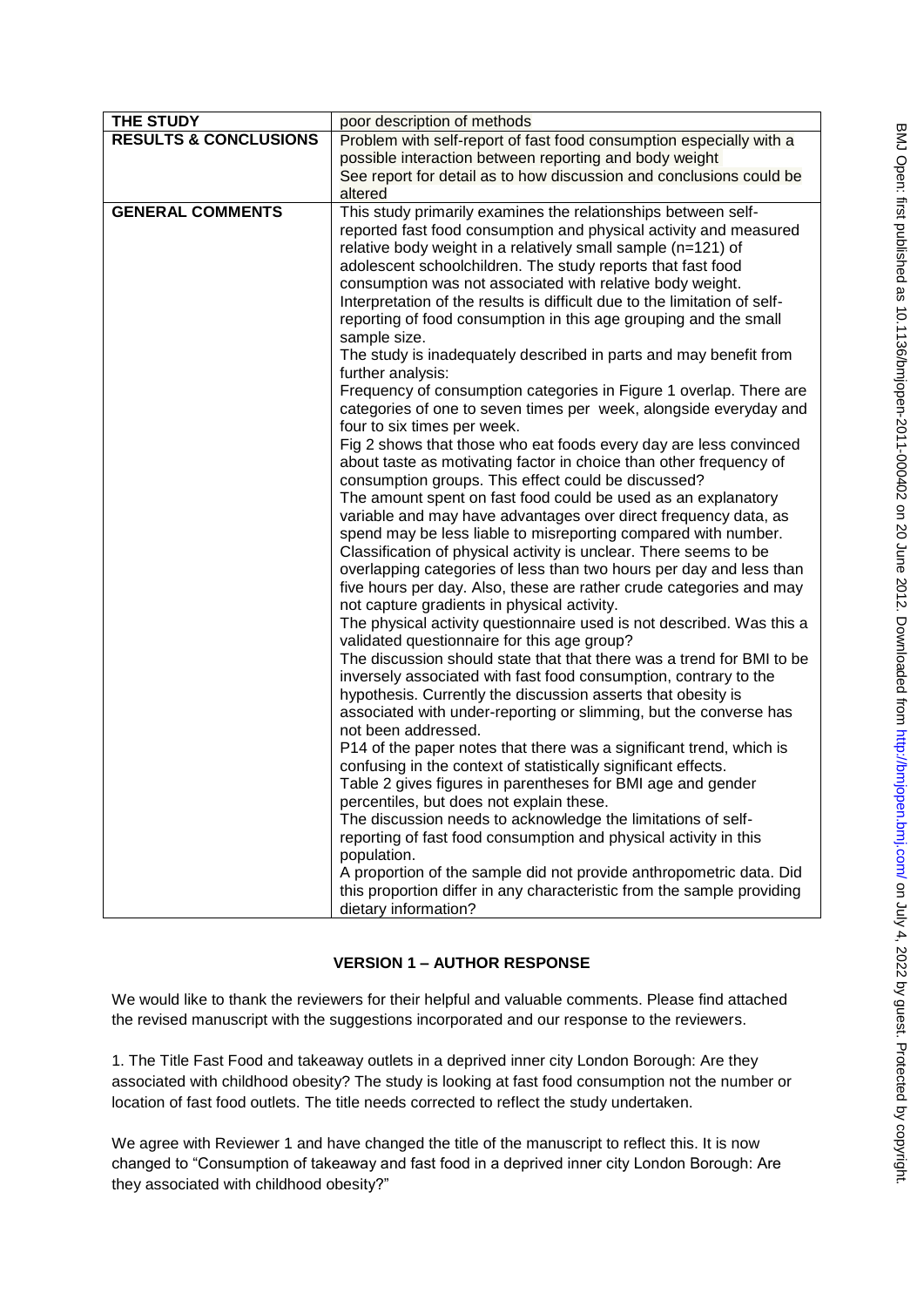| THE STUDY | poor description of methods |
| --- | --- |
| **RESULTS & CONCLUSIONS** | Problem with self-report of fast food consumption especially with a possible interaction between reporting and body weight<br>See report for detail as to how discussion and conclusions could be altered |
| **GENERAL COMMENTS** | This study primarily examines the relationships between self-reported fast food consumption and physical activity and measured relative body weight in a relatively small sample (n=121) of adolescent schoolchildren. The study reports that fast food consumption was not associated with relative body weight. Interpretation of the results is difficult due to the limitation of self-reporting of food consumption in this age grouping and the small sample size.<br>The study is inadequately described in parts and may benefit from further analysis:<br>Frequency of consumption categories in Figure 1 overlap. There are categories of one to seven times per week, alongside everyday and four to six times per week.<br>Fig 2 shows that those who eat foods every day are less convinced about taste as motivating factor in choice than other frequency of consumption groups. This effect could be discussed?<br>The amount spent on fast food could be used as an explanatory variable and may have advantages over direct frequency data, as spend may be less liable to misreporting compared with number.<br>Classification of physical activity is unclear. There seems to be overlapping categories of less than two hours per day and less than five hours per day. Also, these are rather crude categories and may not capture gradients in physical activity.<br>The physical activity questionnaire used is not described. Was this a validated questionnaire for this age group?<br>The discussion should state that that there was a trend for BMI to be inversely associated with fast food consumption, contrary to the hypothesis. Currently the discussion asserts that obesity is associated with under-reporting or slimming, but the converse has not been addressed.<br>P14 of the paper notes that there was a significant trend, which is confusing in the context of statistically significant effects.<br>Table 2 gives figures in parentheses for BMI age and gender percentiles, but does not explain these.<br>The discussion needs to acknowledge the limitations of self-reporting of fast food consumption and physical activity in this population.<br>A proportion of the sample did not provide anthropometric data. Did this proportion differ in any characteristic from the sample providing dietary information? |

## VERSION 1 – AUTHOR RESPONSE

We would like to thank the reviewers for their helpful and valuable comments. Please find attached the revised manuscript with the suggestions incorporated and our response to the reviewers.

1. The Title Fast Food and takeaway outlets in a deprived inner city London Borough: Are they associated with childhood obesity? The study is looking at fast food consumption not the number or location of fast food outlets. The title needs corrected to reflect the study undertaken.

We agree with Reviewer 1 and have changed the title of the manuscript to reflect this. It is now changed to "Consumption of takeaway and fast food in a deprived inner city London Borough: Are they associated with childhood obesity?"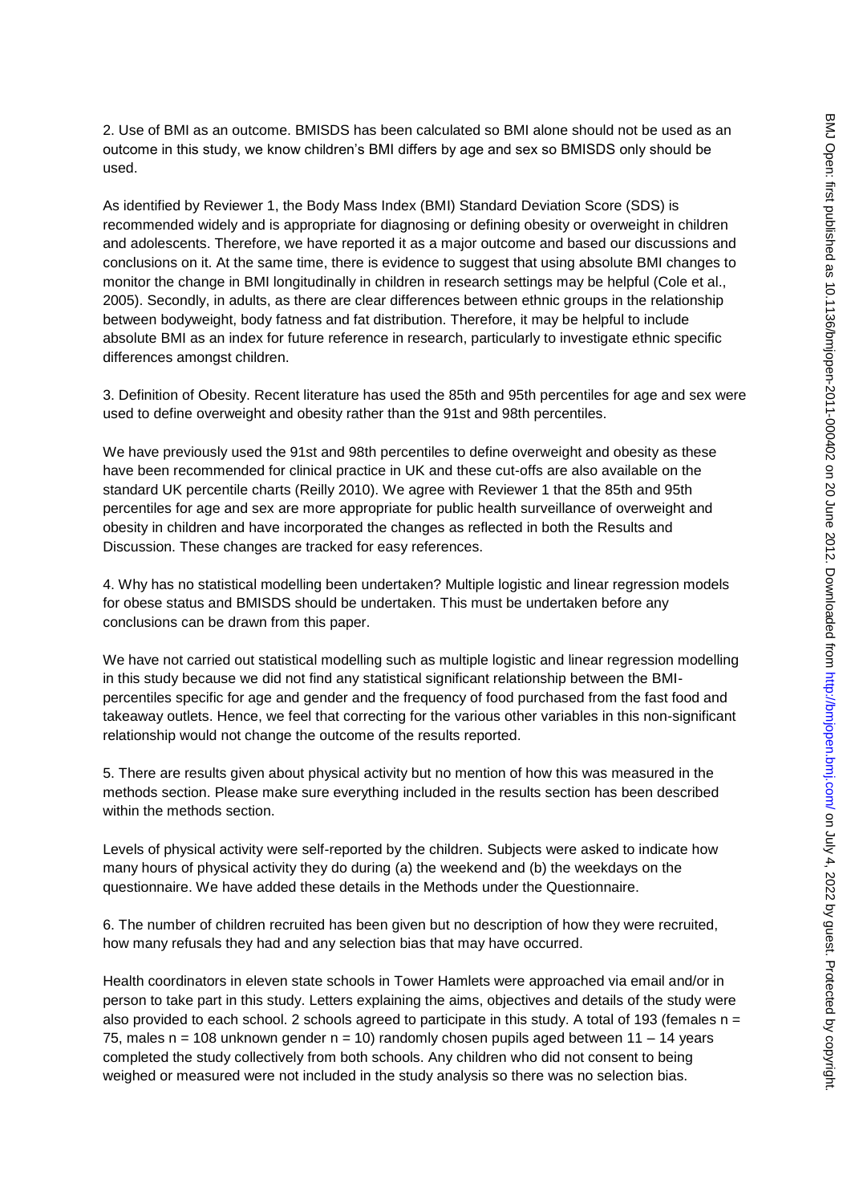2. Use of BMI as an outcome. BMISDS has been calculated so BMI alone should not be used as an outcome in this study, we know children's BMI differs by age and sex so BMISDS only should be used.

As identified by Reviewer 1, the Body Mass Index (BMI) Standard Deviation Score (SDS) is recommended widely and is appropriate for diagnosing or defining obesity or overweight in children and adolescents. Therefore, we have reported it as a major outcome and based our discussions and conclusions on it. At the same time, there is evidence to suggest that using absolute BMI changes to monitor the change in BMI longitudinally in children in research settings may be helpful (Cole et al., 2005). Secondly, in adults, as there are clear differences between ethnic groups in the relationship between bodyweight, body fatness and fat distribution. Therefore, it may be helpful to include absolute BMI as an index for future reference in research, particularly to investigate ethnic specific differences amongst children.

3. Definition of Obesity. Recent literature has used the 85th and 95th percentiles for age and sex were used to define overweight and obesity rather than the 91st and 98th percentiles.

We have previously used the 91st and 98th percentiles to define overweight and obesity as these have been recommended for clinical practice in UK and these cut-offs are also available on the standard UK percentile charts (Reilly 2010). We agree with Reviewer 1 that the 85th and 95th percentiles for age and sex are more appropriate for public health surveillance of overweight and obesity in children and have incorporated the changes as reflected in both the Results and Discussion. These changes are tracked for easy references.

4. Why has no statistical modelling been undertaken? Multiple logistic and linear regression models for obese status and BMISDS should be undertaken. This must be undertaken before any conclusions can be drawn from this paper.

We have not carried out statistical modelling such as multiple logistic and linear regression modelling in this study because we did not find any statistical significant relationship between the BMI-percentiles specific for age and gender and the frequency of food purchased from the fast food and takeaway outlets. Hence, we feel that correcting for the various other variables in this non-significant relationship would not change the outcome of the results reported.

5. There are results given about physical activity but no mention of how this was measured in the methods section. Please make sure everything included in the results section has been described within the methods section.

Levels of physical activity were self-reported by the children. Subjects were asked to indicate how many hours of physical activity they do during (a) the weekend and (b) the weekdays on the questionnaire. We have added these details in the Methods under the Questionnaire.

6. The number of children recruited has been given but no description of how they were recruited, how many refusals they had and any selection bias that may have occurred.

Health coordinators in eleven state schools in Tower Hamlets were approached via email and/or in person to take part in this study. Letters explaining the aims, objectives and details of the study were also provided to each school. 2 schools agreed to participate in this study. A total of 193 (females n = 75, males n = 108 unknown gender n = 10) randomly chosen pupils aged between 11 – 14 years completed the study collectively from both schools. Any children who did not consent to being weighed or measured were not included in the study analysis so there was no selection bias.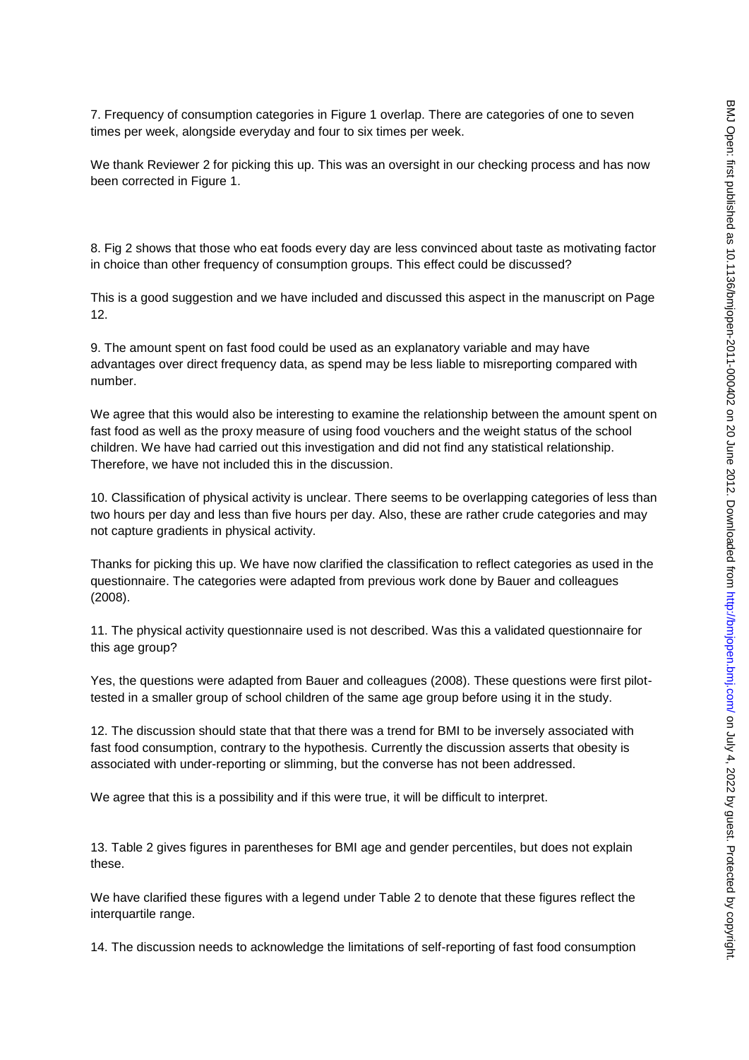7. Frequency of consumption categories in Figure 1 overlap. There are categories of one to seven times per week, alongside everyday and four to six times per week.

We thank Reviewer 2 for picking this up. This was an oversight in our checking process and has now been corrected in Figure 1.

8. Fig 2 shows that those who eat foods every day are less convinced about taste as motivating factor in choice than other frequency of consumption groups. This effect could be discussed?

This is a good suggestion and we have included and discussed this aspect in the manuscript on Page 12.

9. The amount spent on fast food could be used as an explanatory variable and may have advantages over direct frequency data, as spend may be less liable to misreporting compared with number.

We agree that this would also be interesting to examine the relationship between the amount spent on fast food as well as the proxy measure of using food vouchers and the weight status of the school children. We have had carried out this investigation and did not find any statistical relationship. Therefore, we have not included this in the discussion.

10. Classification of physical activity is unclear. There seems to be overlapping categories of less than two hours per day and less than five hours per day. Also, these are rather crude categories and may not capture gradients in physical activity.

Thanks for picking this up. We have now clarified the classification to reflect categories as used in the questionnaire. The categories were adapted from previous work done by Bauer and colleagues (2008).

11. The physical activity questionnaire used is not described. Was this a validated questionnaire for this age group?

Yes, the questions were adapted from Bauer and colleagues (2008). These questions were first pilot-tested in a smaller group of school children of the same age group before using it in the study.

12. The discussion should state that that there was a trend for BMI to be inversely associated with fast food consumption, contrary to the hypothesis. Currently the discussion asserts that obesity is associated with under-reporting or slimming, but the converse has not been addressed.

We agree that this is a possibility and if this were true, it will be difficult to interpret.

13. Table 2 gives figures in parentheses for BMI age and gender percentiles, but does not explain these.

We have clarified these figures with a legend under Table 2 to denote that these figures reflect the interquartile range.

14. The discussion needs to acknowledge the limitations of self-reporting of fast food consumption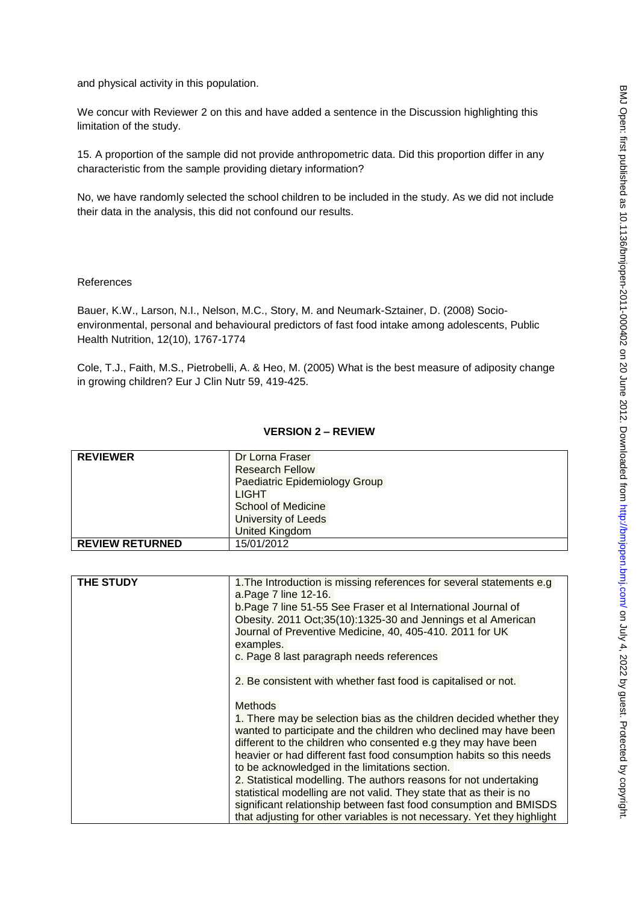and physical activity in this population.

We concur with Reviewer 2 on this and have added a sentence in the Discussion highlighting this limitation of the study.

15. A proportion of the sample did not provide anthropometric data. Did this proportion differ in any characteristic from the sample providing dietary information?

No, we have randomly selected the school children to be included in the study. As we did not include their data in the analysis, this did not confound our results.

References

Bauer, K.W., Larson, N.I., Nelson, M.C., Story, M. and Neumark-Sztainer, D. (2008) Socio-environmental, personal and behavioural predictors of fast food intake among adolescents, Public Health Nutrition, 12(10), 1767-1774

Cole, T.J., Faith, M.S., Pietrobelli, A. & Heo, M. (2005) What is the best measure of adiposity change in growing children? Eur J Clin Nutr 59, 419-425.

## VERSION 2 – REVIEW

| **REVIEWER** | Dr Lorna Fraser<br>Research Fellow<br>Paediatric Epidemiology Group<br>LIGHT<br>School of Medicine<br>University of Leeds<br>United Kingdom |
|---|---|
| **REVIEW RETURNED** | 15/01/2012 |

| **THE STUDY** | 1.The Introduction is missing references for several statements e.g<br>a.Page 7 line 12-16.<br>b.Page 7 line 51-55 See Fraser et al International Journal of Obesity. 2011 Oct;35(10):1325-30 and Jennings et al American Journal of Preventive Medicine, 40, 405-410. 2011 for UK examples.<br>c. Page 8 last paragraph needs references<br><br>2. Be consistent with whether fast food is capitalised or not.<br><br>Methods<br>1. There may be selection bias as the children decided whether they wanted to participate and the children who declined may have been different to the children who consented e.g they may have been heavier or had different fast food consumption habits so this needs to be acknowledged in the limitations section.<br>2. Statistical modelling. The authors reasons for not undertaking statistical modelling are not valid. They state that as their is no significant relationship between fast food consumption and BMISDS that adjusting for other variables is not necessary. Yet they highlight |
|---|---|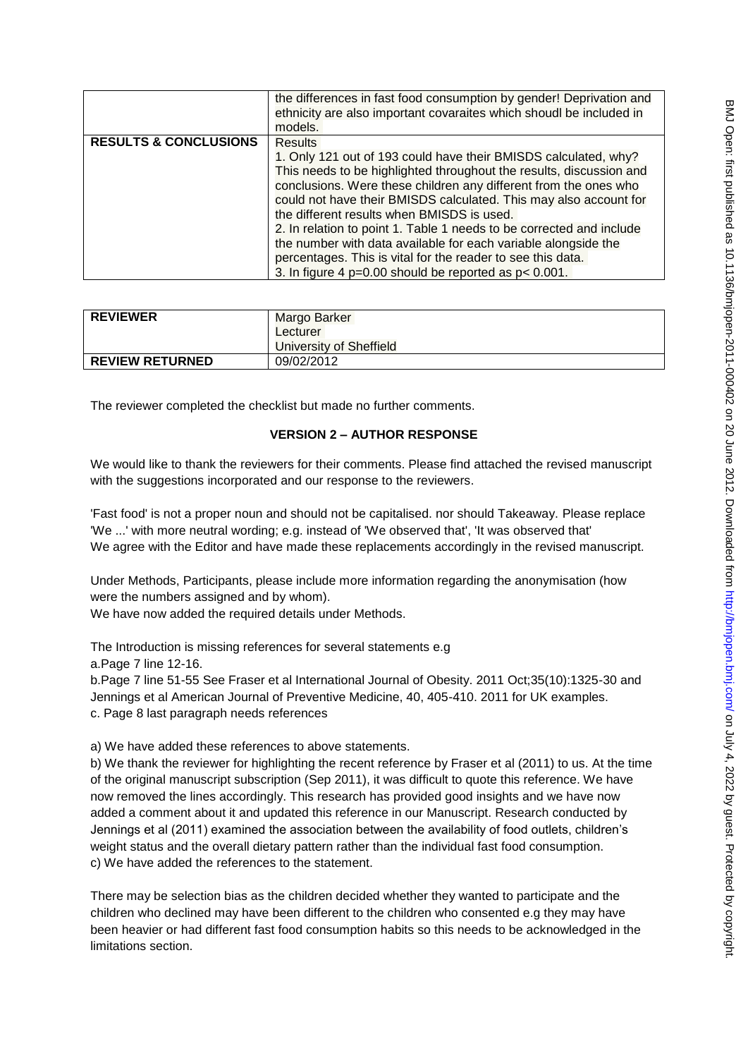|  | the differences in fast food consumption by gender! Deprivation and ethnicity are also important covaraites which shoudl be included in models. |
|---|---|
| **RESULTS & CONCLUSIONS** | Results<br>1. Only 121 out of 193 could have their BMISDS calculated, why? This needs to be highlighted throughout the results, discussion and conclusions. Were these children any different from the ones who could not have their BMISDS calculated. This may also account for the different results when BMISDS is used.<br>2. In relation to point 1. Table 1 needs to be corrected and include the number with data available for each variable alongside the percentages. This is vital for the reader to see this data.<br>3. In figure 4 p=0.00 should be reported as p< 0.001. |

| **REVIEWER** | Margo Barker<br>Lecturer<br>University of Sheffield |
|---|---|
| **REVIEW RETURNED** | 09/02/2012 |

The reviewer completed the checklist but made no further comments.

## VERSION 2 – AUTHOR RESPONSE

We would like to thank the reviewers for their comments. Please find attached the revised manuscript with the suggestions incorporated and our response to the reviewers.

'Fast food' is not a proper noun and should not be capitalised. nor should Takeaway. Please replace 'We ...' with more neutral wording; e.g. instead of 'We observed that', 'It was observed that'
We agree with the Editor and have made these replacements accordingly in the revised manuscript.

Under Methods, Participants, please include more information regarding the anonymisation (how were the numbers assigned and by whom).
We have now added the required details under Methods.

The Introduction is missing references for several statements e.g
a.Page 7 line 12-16.
b.Page 7 line 51-55 See Fraser et al International Journal of Obesity. 2011 Oct;35(10):1325-30 and Jennings et al American Journal of Preventive Medicine, 40, 405-410. 2011 for UK examples.
c. Page 8 last paragraph needs references

a) We have added these references to above statements.
b) We thank the reviewer for highlighting the recent reference by Fraser et al (2011) to us. At the time of the original manuscript subscription (Sep 2011), it was difficult to quote this reference. We have now removed the lines accordingly. This research has provided good insights and we have now added a comment about it and updated this reference in our Manuscript. Research conducted by Jennings et al (2011) examined the association between the availability of food outlets, children's weight status and the overall dietary pattern rather than the individual fast food consumption.
c) We have added the references to the statement.

There may be selection bias as the children decided whether they wanted to participate and the children who declined may have been different to the children who consented e.g they may have been heavier or had different fast food consumption habits so this needs to be acknowledged in the limitations section.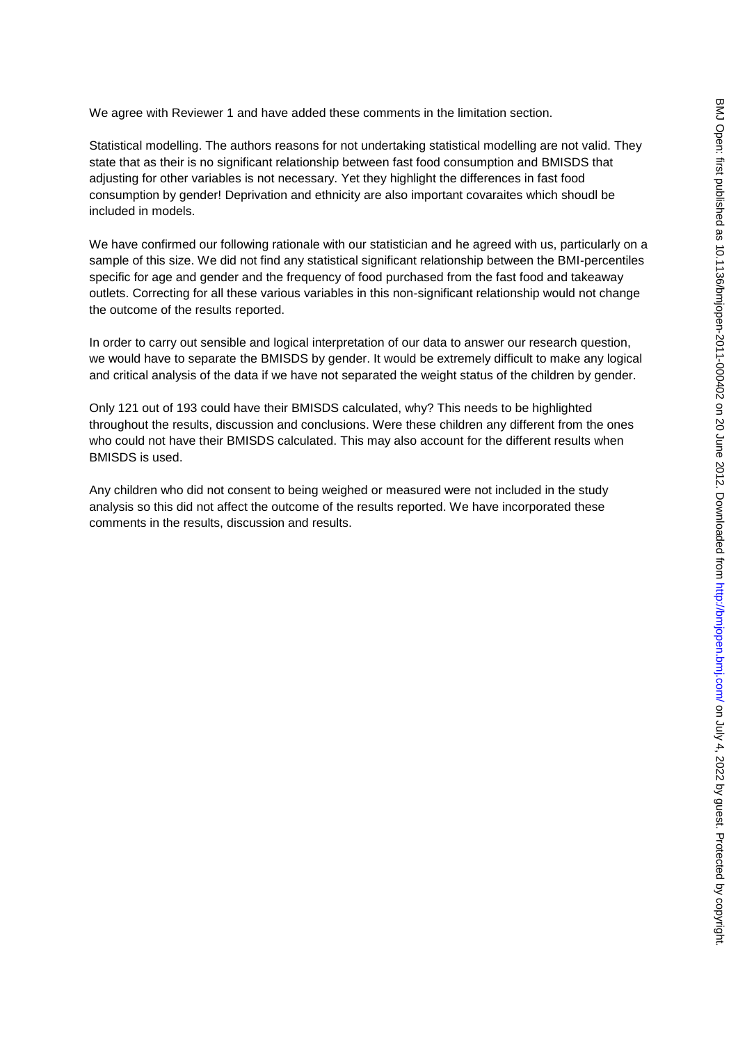We agree with Reviewer 1 and have added these comments in the limitation section.

Statistical modelling. The authors reasons for not undertaking statistical modelling are not valid. They state that as their is no significant relationship between fast food consumption and BMISDS that adjusting for other variables is not necessary. Yet they highlight the differences in fast food consumption by gender! Deprivation and ethnicity are also important covaraites which shoudl be included in models.

We have confirmed our following rationale with our statistician and he agreed with us, particularly on a sample of this size. We did not find any statistical significant relationship between the BMI-percentiles specific for age and gender and the frequency of food purchased from the fast food and takeaway outlets. Correcting for all these various variables in this non-significant relationship would not change the outcome of the results reported.

In order to carry out sensible and logical interpretation of our data to answer our research question, we would have to separate the BMISDS by gender. It would be extremely difficult to make any logical and critical analysis of the data if we have not separated the weight status of the children by gender.

Only 121 out of 193 could have their BMISDS calculated, why? This needs to be highlighted throughout the results, discussion and conclusions. Were these children any different from the ones who could not have their BMISDS calculated. This may also account for the different results when BMISDS is used.

Any children who did not consent to being weighed or measured were not included in the study analysis so this did not affect the outcome of the results reported. We have incorporated these comments in the results, discussion and results.